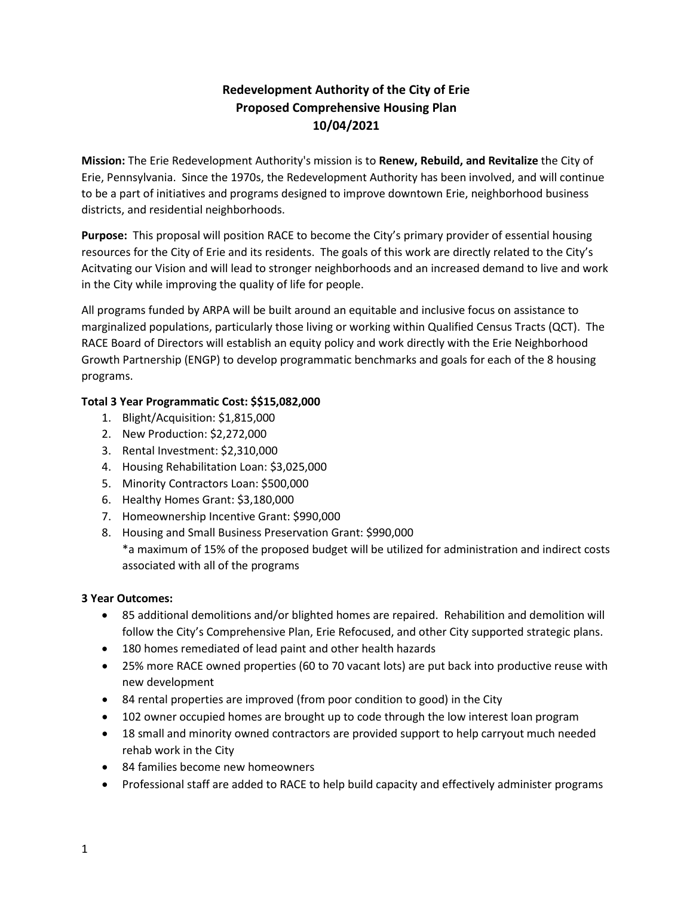# Redevelopment Authority of the City of Erie
## Proposed Comprehensive Housing Plan
## 10/04/2021

**Mission:** The Erie Redevelopment Authority's mission is to **Renew, Rebuild, and Revitalize** the City of Erie, Pennsylvania. Since the 1970s, the Redevelopment Authority has been involved, and will continue to be a part of initiatives and programs designed to improve downtown Erie, neighborhood business districts, and residential neighborhoods.

**Purpose:** This proposal will position RACE to become the City's primary provider of essential housing resources for the City of Erie and its residents. The goals of this work are directly related to the City's Acitvating our Vision and will lead to stronger neighborhoods and an increased demand to live and work in the City while improving the quality of life for people.

All programs funded by ARPA will be built around an equitable and inclusive focus on assistance to marginalized populations, particularly those living or working within Qualified Census Tracts (QCT). The RACE Board of Directors will establish an equity policy and work directly with the Erie Neighborhood Growth Partnership (ENGP) to develop programmatic benchmarks and goals for each of the 8 housing programs.

**Total 3 Year Programmatic Cost: $$15,082,000**

1. Blight/Acquisition: $1,815,000
2. New Production: $2,272,000
3. Rental Investment: $2,310,000
4. Housing Rehabilitation Loan: $3,025,000
5. Minority Contractors Loan: $500,000
6. Healthy Homes Grant: $3,180,000
7. Homeownership Incentive Grant: $990,000
8. Housing and Small Business Preservation Grant: $990,000
   *a maximum of 15% of the proposed budget will be utilized for administration and indirect costs associated with all of the programs

**3 Year Outcomes:**

- 85 additional demolitions and/or blighted homes are repaired. Rehabilition and demolition will follow the City's Comprehensive Plan, Erie Refocused, and other City supported strategic plans.
- 180 homes remediated of lead paint and other health hazards
- 25% more RACE owned properties (60 to 70 vacant lots) are put back into productive reuse with new development
- 84 rental properties are improved (from poor condition to good) in the City
- 102 owner occupied homes are brought up to code through the low interest loan program
- 18 small and minority owned contractors are provided support to help carryout much needed rehab work in the City
- 84 families become new homeowners
- Professional staff are added to RACE to help build capacity and effectively administer programs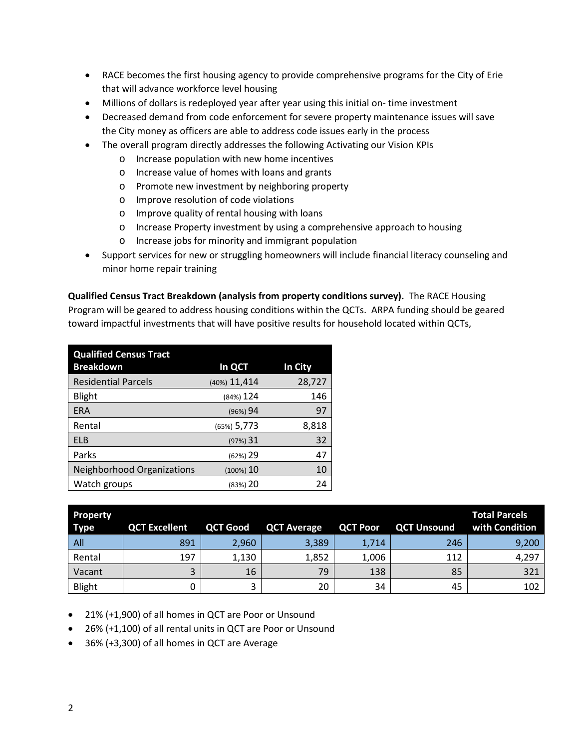- RACE becomes the first housing agency to provide comprehensive programs for the City of Erie that will advance workforce level housing
- Millions of dollars is redeployed year after year using this initial on- time investment
- Decreased demand from code enforcement for severe property maintenance issues will save the City money as officers are able to address code issues early in the process
- The overall program directly addresses the following Activating our Vision KPIs
    - Increase population with new home incentives
    - Increase value of homes with loans and grants
    - Promote new investment by neighboring property
    - Improve resolution of code violations
    - Improve quality of rental housing with loans
    - Increase Property investment by using a comprehensive approach to housing
    - Increase jobs for minority and immigrant population
- Support services for new or struggling homeowners will include financial literacy counseling and minor home repair training

**Qualified Census Tract Breakdown (analysis from property conditions survey).** The RACE Housing Program will be geared to address housing conditions within the QCTs. ARPA funding should be geared toward impactful investments that will have positive results for household located within QCTs,

| Qualified Census Tract Breakdown | In QCT | In City |
|---|---|---|
| Residential Parcels | (40%) 11,414 | 28,727 |
| Blight | (84%) 124 | 146 |
| ERA | (96%) 94 | 97 |
| Rental | (65%) 5,773 | 8,818 |
| ELB | (97%) 31 | 32 |
| Parks | (62%) 29 | 47 |
| Neighborhood Organizations | (100%) 10 | 10 |
| Watch groups | (83%) 20 | 24 |

| Property Type | QCT Excellent | QCT Good | QCT Average | QCT Poor | QCT Unsound | Total Parcels with Condition |
|---|---|---|---|---|---|---|
| All | 891 | 2,960 | 3,389 | 1,714 | 246 | 9,200 |
| Rental | 197 | 1,130 | 1,852 | 1,006 | 112 | 4,297 |
| Vacant | 3 | 16 | 79 | 138 | 85 | 321 |
| Blight | 0 | 3 | 20 | 34 | 45 | 102 |

- 21% (+1,900) of all homes in QCT are Poor or Unsound
- 26% (+1,100) of all rental units in QCT are Poor or Unsound
- 36% (+3,300) of all homes in QCT are Average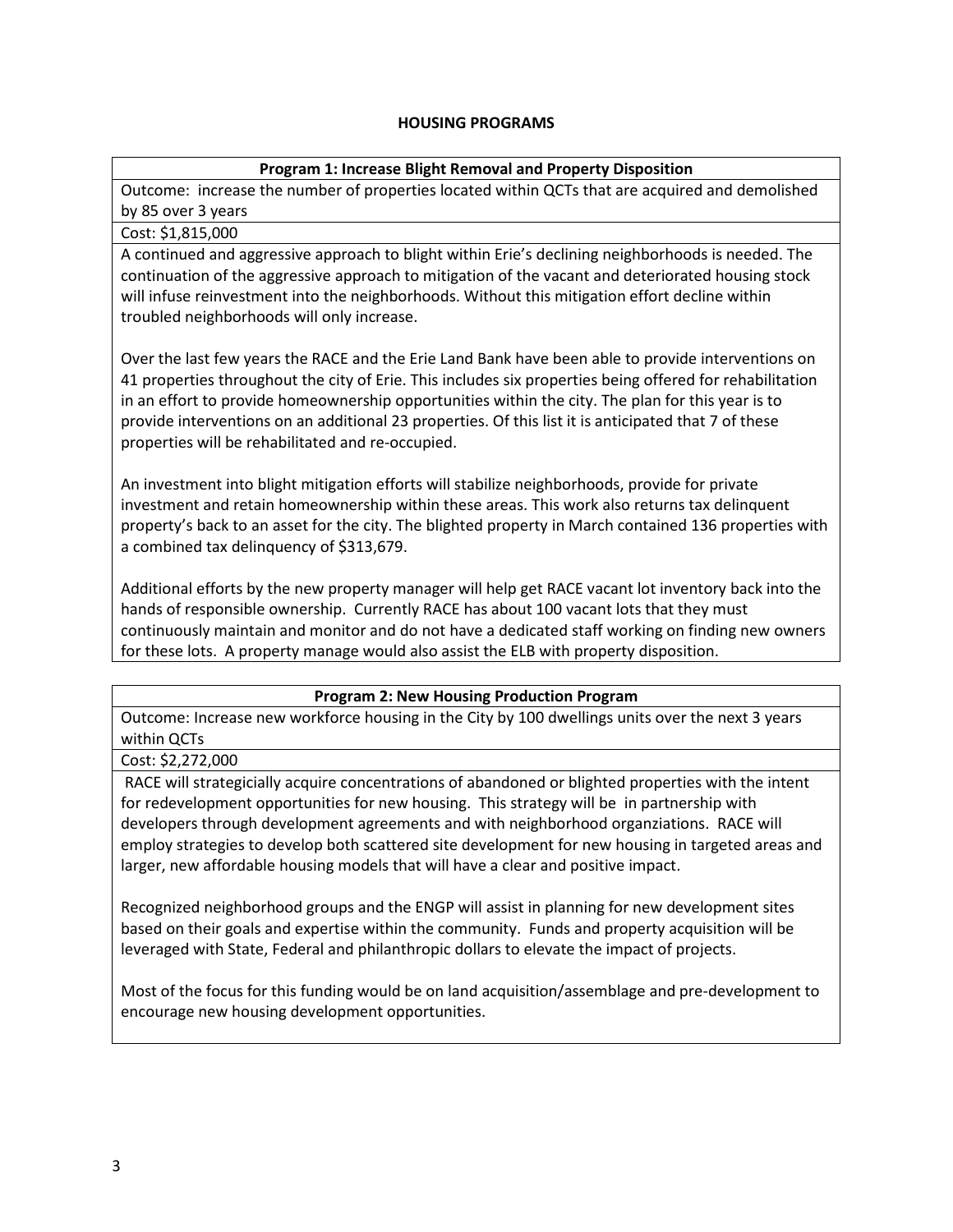## HOUSING PROGRAMS

### Program 1: Increase Blight Removal and Property Disposition

Outcome: increase the number of properties located within QCTs that are acquired and demolished by 85 over 3 years

Cost: $1,815,000

A continued and aggressive approach to blight within Erie's declining neighborhoods is needed. The continuation of the aggressive approach to mitigation of the vacant and deteriorated housing stock will infuse reinvestment into the neighborhoods. Without this mitigation effort decline within troubled neighborhoods will only increase.

Over the last few years the RACE and the Erie Land Bank have been able to provide interventions on 41 properties throughout the city of Erie. This includes six properties being offered for rehabilitation in an effort to provide homeownership opportunities within the city. The plan for this year is to provide interventions on an additional 23 properties. Of this list it is anticipated that 7 of these properties will be rehabilitated and re-occupied.

An investment into blight mitigation efforts will stabilize neighborhoods, provide for private investment and retain homeownership within these areas. This work also returns tax delinquent property's back to an asset for the city. The blighted property in March contained 136 properties with a combined tax delinquency of $313,679.

Additional efforts by the new property manager will help get RACE vacant lot inventory back into the hands of responsible ownership. Currently RACE has about 100 vacant lots that they must continuously maintain and monitor and do not have a dedicated staff working on finding new owners for these lots. A property manage would also assist the ELB with property disposition.

### Program 2: New Housing Production Program

Outcome: Increase new workforce housing in the City by 100 dwellings units over the next 3 years within QCTs

Cost: $2,272,000

RACE will strategicially acquire concentrations of abandoned or blighted properties with the intent for redevelopment opportunities for new housing. This strategy will be in partnership with developers through development agreements and with neighborhood organziations. RACE will employ strategies to develop both scattered site development for new housing in targeted areas and larger, new affordable housing models that will have a clear and positive impact.

Recognized neighborhood groups and the ENGP will assist in planning for new development sites based on their goals and expertise within the community. Funds and property acquisition will be leveraged with State, Federal and philanthropic dollars to elevate the impact of projects.

Most of the focus for this funding would be on land acquisition/assemblage and pre-development to encourage new housing development opportunities.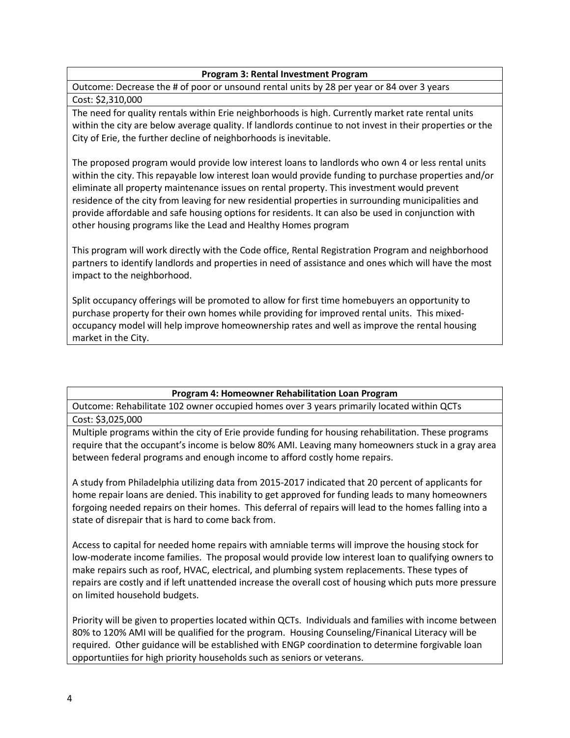| **Program 3: Rental Investment Program** |
|---|
| Outcome: Decrease the # of poor or unsound rental units by 28 per year or 84 over 3 years |
| Cost: $2,310,000 |
| The need for quality rentals within Erie neighborhoods is high. Currently market rate rental units within the city are below average quality. If landlords continue to not invest in their properties or the City of Erie, the further decline of neighborhoods is inevitable.<br><br>The proposed program would provide low interest loans to landlords who own 4 or less rental units within the city. This repayable low interest loan would provide funding to purchase properties and/or eliminate all property maintenance issues on rental property. This investment would prevent residence of the city from leaving for new residential properties in surrounding municipalities and provide affordable and safe housing options for residents. It can also be used in conjunction with other housing programs like the Lead and Healthy Homes program<br><br>This program will work directly with the Code office, Rental Registration Program and neighborhood partners to identify landlords and properties in need of assistance and ones which will have the most impact to the neighborhood.<br><br>Split occupancy offerings will be promoted to allow for first time homebuyers an opportunity to purchase property for their own homes while providing for improved rental units. This mixed-occupancy model will help improve homeownership rates and well as improve the rental housing market in the City. |

| **Program 4: Homeowner Rehabilitation Loan Program** |
|---|
| Outcome: Rehabilitate 102 owner occupied homes over 3 years primarily located within QCTs |
| Cost: $3,025,000 |
| Multiple programs within the city of Erie provide funding for housing rehabilitation. These programs require that the occupant's income is below 80% AMI. Leaving many homeowners stuck in a gray area between federal programs and enough income to afford costly home repairs.<br><br>A study from Philadelphia utilizing data from 2015-2017 indicated that 20 percent of applicants for home repair loans are denied. This inability to get approved for funding leads to many homeowners forgoing needed repairs on their homes. This deferral of repairs will lead to the homes falling into a state of disrepair that is hard to come back from.<br><br>Access to capital for needed home repairs with amniable terms will improve the housing stock for low-moderate income families. The proposal would provide low interest loan to qualifying owners to make repairs such as roof, HVAC, electrical, and plumbing system replacements. These types of repairs are costly and if left unattended increase the overall cost of housing which puts more pressure on limited household budgets.<br><br>Priority will be given to properties located within QCTs. Individuals and families with income between 80% to 120% AMI will be qualified for the program. Housing Counseling/Finanical Literacy will be required. Other guidance will be established with ENGP coordination to determine forgivable loan opportuntiies for high priority households such as seniors or veterans. |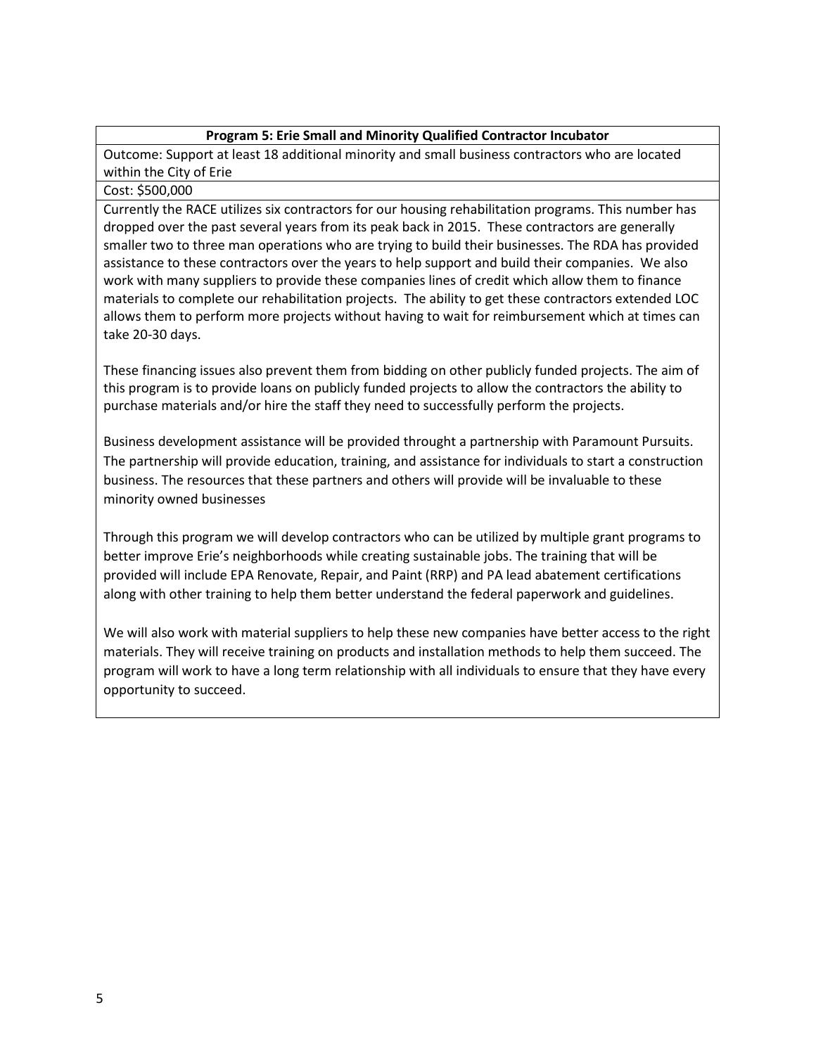**Program 5: Erie Small and Minority Qualified Contractor Incubator**

Outcome: Support at least 18 additional minority and small business contractors who are located within the City of Erie

Cost: $500,000

Currently the RACE utilizes six contractors for our housing rehabilitation programs. This number has dropped over the past several years from its peak back in 2015. These contractors are generally smaller two to three man operations who are trying to build their businesses. The RDA has provided assistance to these contractors over the years to help support and build their companies. We also work with many suppliers to provide these companies lines of credit which allow them to finance materials to complete our rehabilitation projects. The ability to get these contractors extended LOC allows them to perform more projects without having to wait for reimbursement which at times can take 20-30 days.

These financing issues also prevent them from bidding on other publicly funded projects. The aim of this program is to provide loans on publicly funded projects to allow the contractors the ability to purchase materials and/or hire the staff they need to successfully perform the projects.

Business development assistance will be provided throught a partnership with Paramount Pursuits. The partnership will provide education, training, and assistance for individuals to start a construction business. The resources that these partners and others will provide will be invaluable to these minority owned businesses

Through this program we will develop contractors who can be utilized by multiple grant programs to better improve Erie's neighborhoods while creating sustainable jobs. The training that will be provided will include EPA Renovate, Repair, and Paint (RRP) and PA lead abatement certifications along with other training to help them better understand the federal paperwork and guidelines.

We will also work with material suppliers to help these new companies have better access to the right materials. They will receive training on products and installation methods to help them succeed. The program will work to have a long term relationship with all individuals to ensure that they have every opportunity to succeed.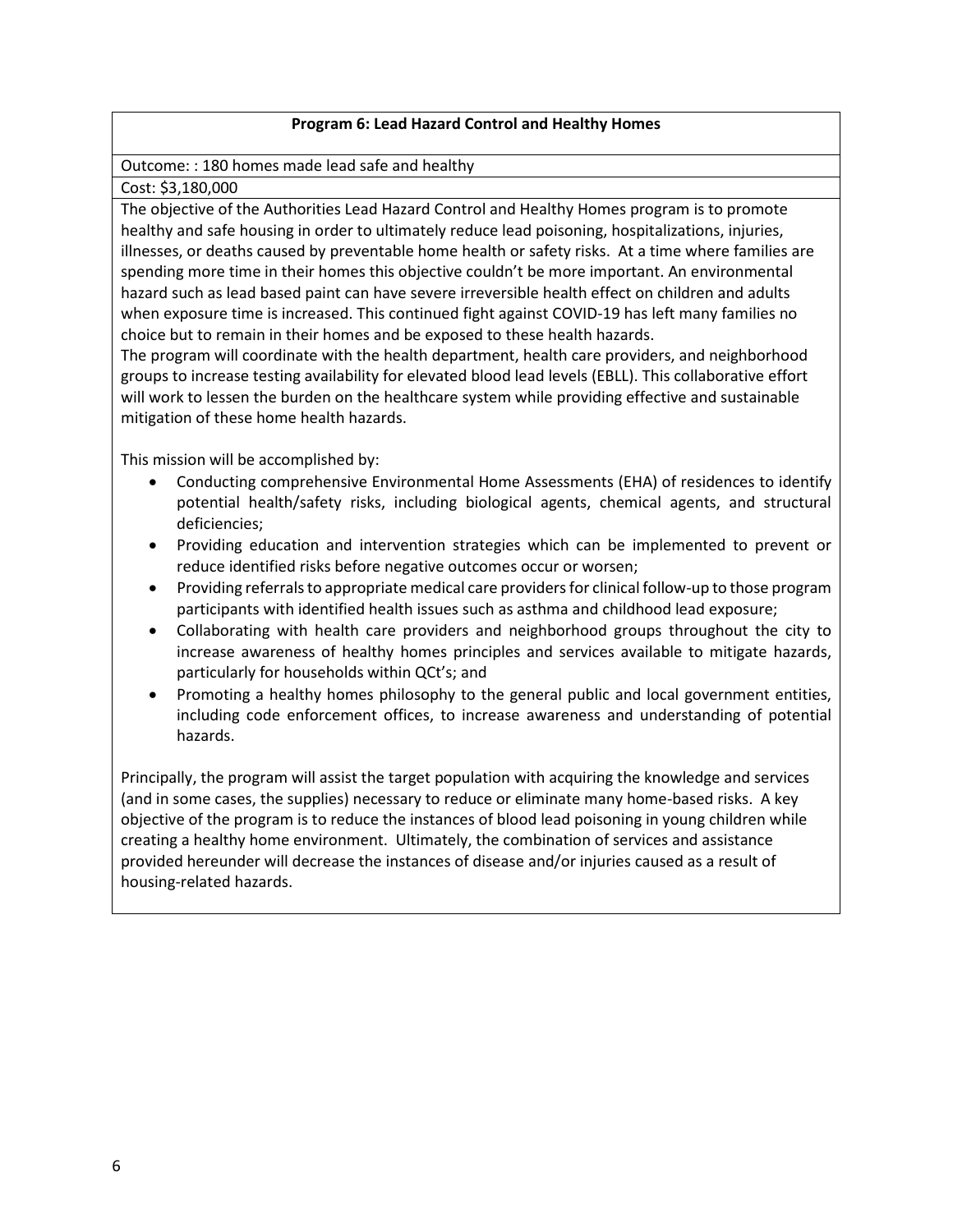**Program 6: Lead Hazard Control and Healthy Homes**

Outcome: : 180 homes made lead safe and healthy

Cost: $3,180,000

The objective of the Authorities Lead Hazard Control and Healthy Homes program is to promote healthy and safe housing in order to ultimately reduce lead poisoning, hospitalizations, injuries, illnesses, or deaths caused by preventable home health or safety risks. At a time where families are spending more time in their homes this objective couldn't be more important. An environmental hazard such as lead based paint can have severe irreversible health effect on children and adults when exposure time is increased. This continued fight against COVID-19 has left many families no choice but to remain in their homes and be exposed to these health hazards.

The program will coordinate with the health department, health care providers, and neighborhood groups to increase testing availability for elevated blood lead levels (EBLL). This collaborative effort will work to lessen the burden on the healthcare system while providing effective and sustainable mitigation of these home health hazards.

This mission will be accomplished by:

- Conducting comprehensive Environmental Home Assessments (EHA) of residences to identify potential health/safety risks, including biological agents, chemical agents, and structural deficiencies;
- Providing education and intervention strategies which can be implemented to prevent or reduce identified risks before negative outcomes occur or worsen;
- Providing referrals to appropriate medical care providers for clinical follow-up to those program participants with identified health issues such as asthma and childhood lead exposure;
- Collaborating with health care providers and neighborhood groups throughout the city to increase awareness of healthy homes principles and services available to mitigate hazards, particularly for households within QCt's; and
- Promoting a healthy homes philosophy to the general public and local government entities, including code enforcement offices, to increase awareness and understanding of potential hazards.

Principally, the program will assist the target population with acquiring the knowledge and services (and in some cases, the supplies) necessary to reduce or eliminate many home-based risks. A key objective of the program is to reduce the instances of blood lead poisoning in young children while creating a healthy home environment. Ultimately, the combination of services and assistance provided hereunder will decrease the instances of disease and/or injuries caused as a result of housing-related hazards.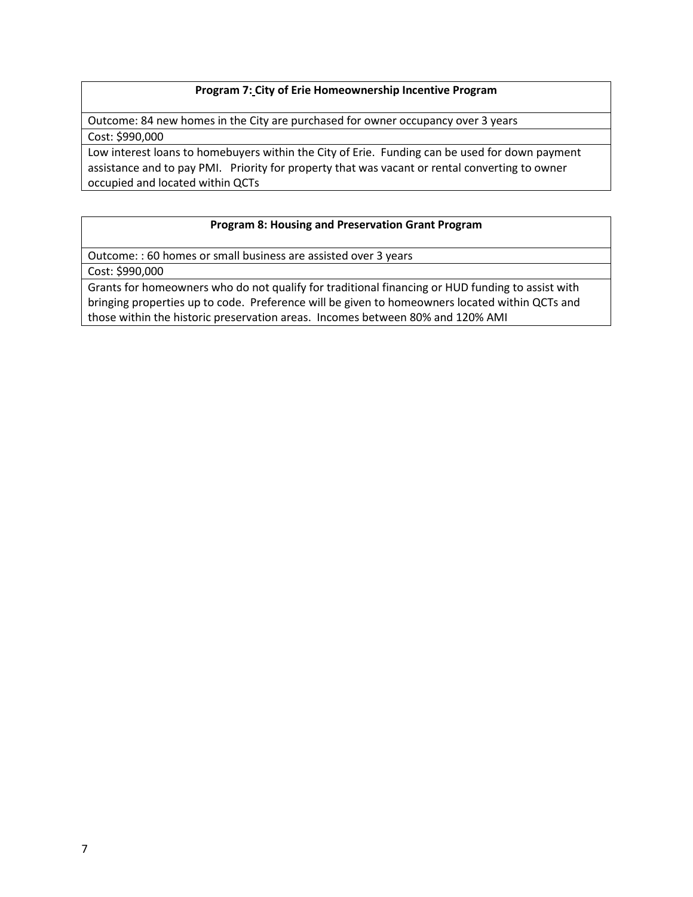| **Program 7: City of Erie Homeownership Incentive Program** |
|---|
| Outcome: 84 new homes in the City are purchased for owner occupancy over 3 years |
| Cost: $990,000 |
| Low interest loans to homebuyers within the City of Erie. Funding can be used for down payment assistance and to pay PMI. Priority for property that was vacant or rental converting to owner occupied and located within QCTs |

| **Program 8: Housing and Preservation Grant Program** |
|---|
| Outcome: : 60 homes or small business are assisted over 3 years |
| Cost: $990,000 |
| Grants for homeowners who do not qualify for traditional financing or HUD funding to assist with bringing properties up to code. Preference will be given to homeowners located within QCTs and those within the historic preservation areas. Incomes between 80% and 120% AMI |